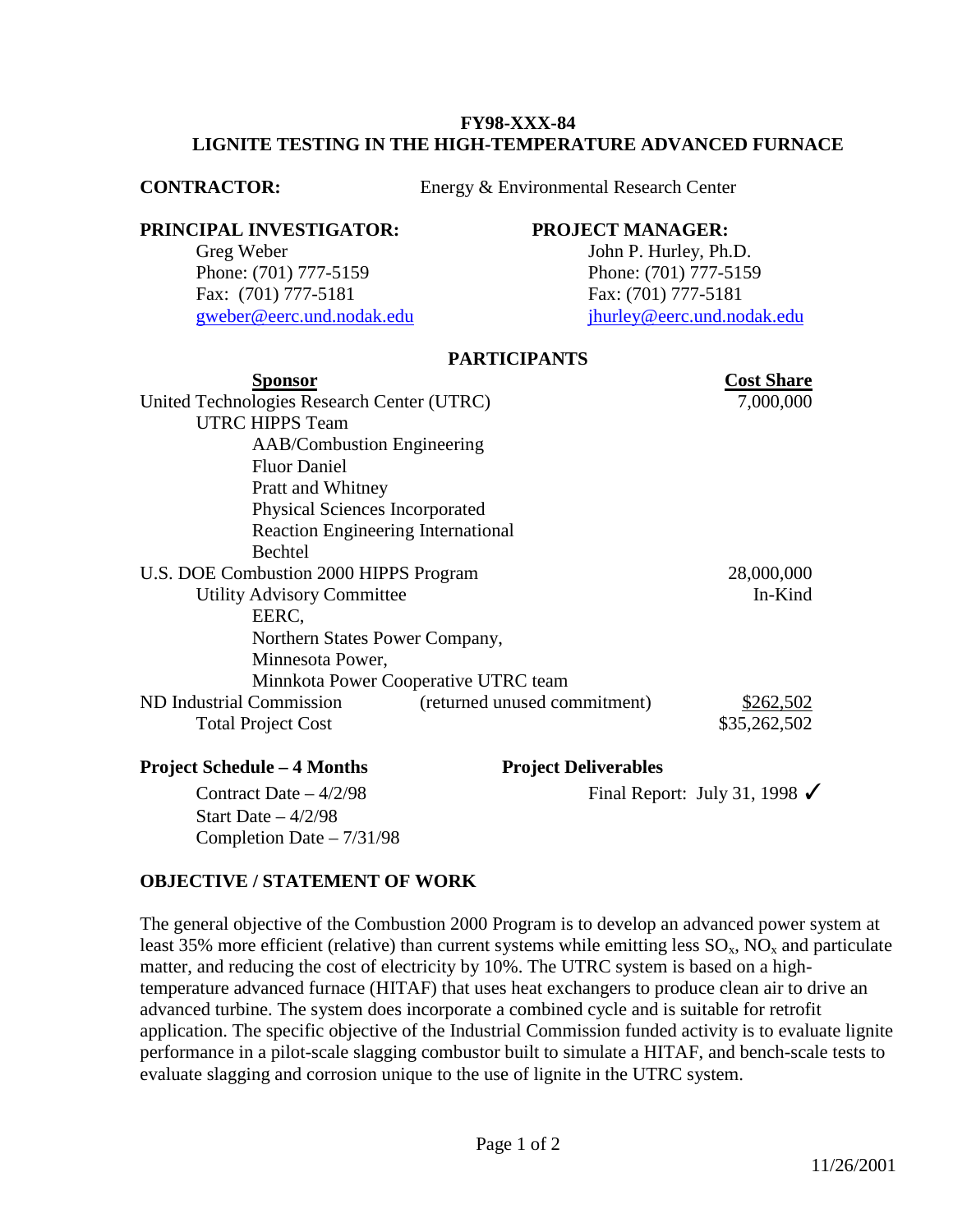# FY98-XXX-84
# LIGNITE TESTING IN THE HIGH-TEMPERATURE ADVANCED FURNACE

**CONTRACTOR:** Energy & Environmental Research Center

**PRINCIPAL INVESTIGATOR:**
Greg Weber
Phone: (701) 777-5159
Fax: (701) 777-5181
gweber@eerc.und.nodak.edu

**PROJECT MANAGER:**
John P. Hurley, Ph.D.
Phone: (701) 777-5159
Fax: (701) 777-5181
jhurley@eerc.und.nodak.edu

## PARTICIPANTS

| Sponsor | | Cost Share |
|---|---|---|
| United Technologies Research Center (UTRC) | | 7,000,000 |
| UTRC HIPPS Team | | |
| AAB/Combustion Engineering | | |
| Fluor Daniel | | |
| Pratt and Whitney | | |
| Physical Sciences Incorporated | | |
| Reaction Engineering International | | |
| Bechtel | | |
| U.S. DOE Combustion 2000 HIPPS Program | | 28,000,000 |
| Utility Advisory Committee | | In-Kind |
| EERC, | | |
| Northern States Power Company, | | |
| Minnesota Power, | | |
| Minnkota Power Cooperative UTRC team | | |
| ND Industrial Commission | (returned unused commitment) | $262,502 |
| Total Project Cost | | $35,262,502 |

**Project Schedule – 4 Months**

Contract Date – 4/2/98
Start Date – 4/2/98
Completion Date – 7/31/98

**Project Deliverables**

Final Report: July 31, 1998 ✓

## OBJECTIVE / STATEMENT OF WORK

The general objective of the Combustion 2000 Program is to develop an advanced power system at least 35% more efficient (relative) than current systems while emitting less $SO_x$, $NO_x$ and particulate matter, and reducing the cost of electricity by 10%. The UTRC system is based on a high-temperature advanced furnace (HITAF) that uses heat exchangers to produce clean air to drive an advanced turbine. The system does incorporate a combined cycle and is suitable for retrofit application. The specific objective of the Industrial Commission funded activity is to evaluate lignite performance in a pilot-scale slagging combustor built to simulate a HITAF, and bench-scale tests to evaluate slagging and corrosion unique to the use of lignite in the UTRC system.

11/26/2001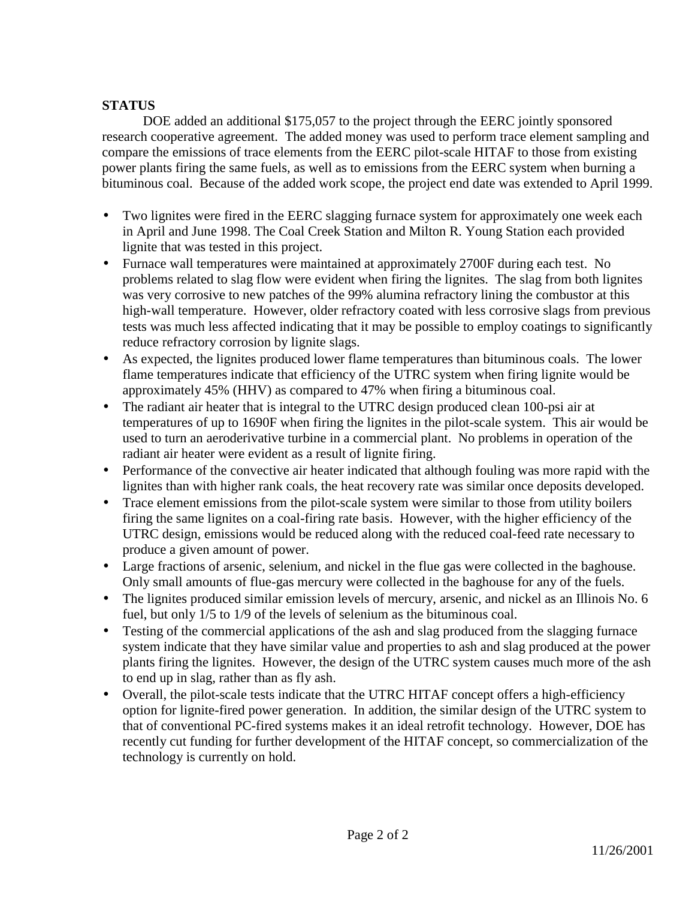**STATUS**

DOE added an additional $175,057 to the project through the EERC jointly sponsored research cooperative agreement. The added money was used to perform trace element sampling and compare the emissions of trace elements from the EERC pilot-scale HITAF to those from existing power plants firing the same fuels, as well as to emissions from the EERC system when burning a bituminous coal. Because of the added work scope, the project end date was extended to April 1999.

- Two lignites were fired in the EERC slagging furnace system for approximately one week each in April and June 1998. The Coal Creek Station and Milton R. Young Station each provided lignite that was tested in this project.
- Furnace wall temperatures were maintained at approximately 2700F during each test. No problems related to slag flow were evident when firing the lignites. The slag from both lignites was very corrosive to new patches of the 99% alumina refractory lining the combustor at this high-wall temperature. However, older refractory coated with less corrosive slags from previous tests was much less affected indicating that it may be possible to employ coatings to significantly reduce refractory corrosion by lignite slags.
- As expected, the lignites produced lower flame temperatures than bituminous coals. The lower flame temperatures indicate that efficiency of the UTRC system when firing lignite would be approximately 45% (HHV) as compared to 47% when firing a bituminous coal.
- The radiant air heater that is integral to the UTRC design produced clean 100-psi air at temperatures of up to 1690F when firing the lignites in the pilot-scale system. This air would be used to turn an aeroderivative turbine in a commercial plant. No problems in operation of the radiant air heater were evident as a result of lignite firing.
- Performance of the convective air heater indicated that although fouling was more rapid with the lignites than with higher rank coals, the heat recovery rate was similar once deposits developed.
- Trace element emissions from the pilot-scale system were similar to those from utility boilers firing the same lignites on a coal-firing rate basis. However, with the higher efficiency of the UTRC design, emissions would be reduced along with the reduced coal-feed rate necessary to produce a given amount of power.
- Large fractions of arsenic, selenium, and nickel in the flue gas were collected in the baghouse. Only small amounts of flue-gas mercury were collected in the baghouse for any of the fuels.
- The lignites produced similar emission levels of mercury, arsenic, and nickel as an Illinois No. 6 fuel, but only 1/5 to 1/9 of the levels of selenium as the bituminous coal.
- Testing of the commercial applications of the ash and slag produced from the slagging furnace system indicate that they have similar value and properties to ash and slag produced at the power plants firing the lignites. However, the design of the UTRC system causes much more of the ash to end up in slag, rather than as fly ash.
- Overall, the pilot-scale tests indicate that the UTRC HITAF concept offers a high-efficiency option for lignite-fired power generation. In addition, the similar design of the UTRC system to that of conventional PC-fired systems makes it an ideal retrofit technology. However, DOE has recently cut funding for further development of the HITAF concept, so commercialization of the technology is currently on hold.

11/26/2001